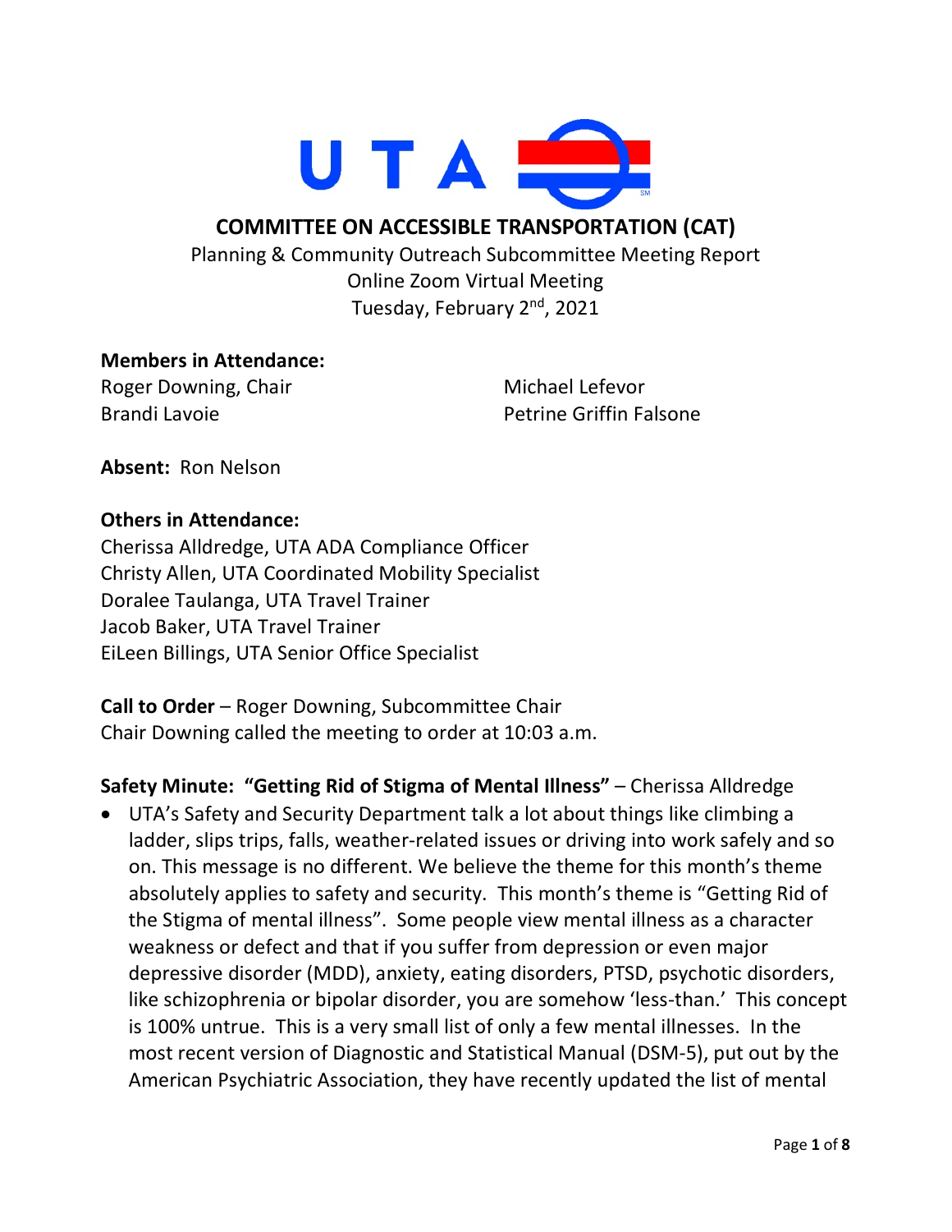# COMMITTEE ON ACCESSIBLE TRANSPORTATION (CAT)

Planning & Community Outreach Subcommittee Meeting Report
Online Zoom Virtual Meeting
Tuesday, February 2nd, 2021

**Members in Attendance:**

Roger Downing, Chair
Brandi Lavoie
Michael Lefevor
Petrine Griffin Falsone

**Absent:** Ron Nelson

**Others in Attendance:**

Cherissa Alldredge, UTA ADA Compliance Officer
Christy Allen, UTA Coordinated Mobility Specialist
Doralee Taulanga, UTA Travel Trainer
Jacob Baker, UTA Travel Trainer
EiLeen Billings, UTA Senior Office Specialist

**Call to Order** – Roger Downing, Subcommittee Chair
Chair Downing called the meeting to order at 10:03 a.m.

**Safety Minute: "Getting Rid of Stigma of Mental Illness"** – Cherissa Alldredge

- UTA's Safety and Security Department talk a lot about things like climbing a ladder, slips trips, falls, weather-related issues or driving into work safely and so on. This message is no different. We believe the theme for this month's theme absolutely applies to safety and security. This month's theme is "Getting Rid of the Stigma of mental illness". Some people view mental illness as a character weakness or defect and that if you suffer from depression or even major depressive disorder (MDD), anxiety, eating disorders, PTSD, psychotic disorders, like schizophrenia or bipolar disorder, you are somehow 'less-than.' This concept is 100% untrue. This is a very small list of only a few mental illnesses. In the most recent version of Diagnostic and Statistical Manual (DSM-5), put out by the American Psychiatric Association, they have recently updated the list of mental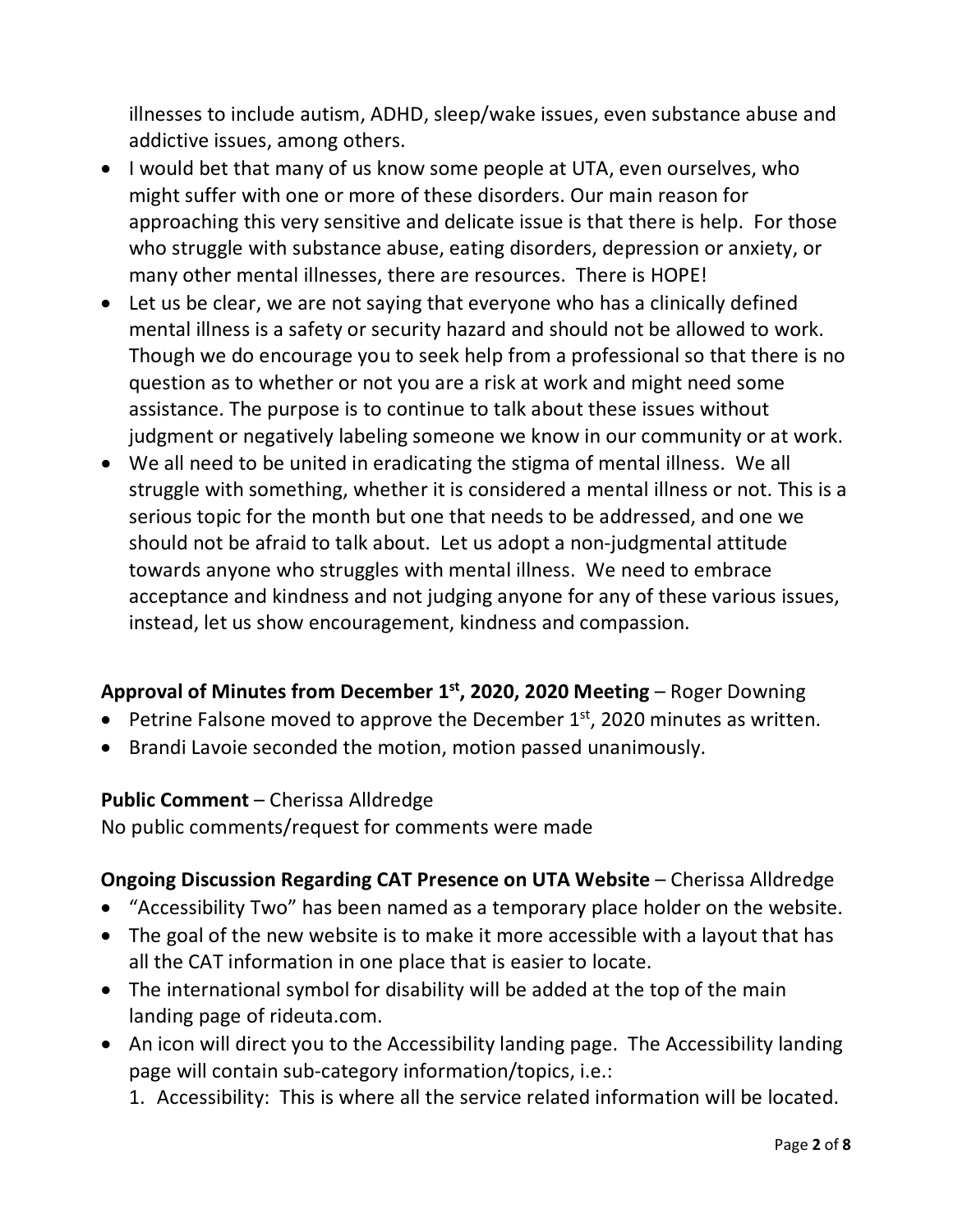illnesses to include autism, ADHD, sleep/wake issues, even substance abuse and addictive issues, among others.

- I would bet that many of us know some people at UTA, even ourselves, who might suffer with one or more of these disorders. Our main reason for approaching this very sensitive and delicate issue is that there is help. For those who struggle with substance abuse, eating disorders, depression or anxiety, or many other mental illnesses, there are resources. There is HOPE!
- Let us be clear, we are not saying that everyone who has a clinically defined mental illness is a safety or security hazard and should not be allowed to work. Though we do encourage you to seek help from a professional so that there is no question as to whether or not you are a risk at work and might need some assistance. The purpose is to continue to talk about these issues without judgment or negatively labeling someone we know in our community or at work.
- We all need to be united in eradicating the stigma of mental illness. We all struggle with something, whether it is considered a mental illness or not. This is a serious topic for the month but one that needs to be addressed, and one we should not be afraid to talk about. Let us adopt a non-judgmental attitude towards anyone who struggles with mental illness. We need to embrace acceptance and kindness and not judging anyone for any of these various issues, instead, let us show encouragement, kindness and compassion.

**Approval of Minutes from December 1st, 2020, 2020 Meeting** – Roger Downing

- Petrine Falsone moved to approve the December 1st, 2020 minutes as written.
- Brandi Lavoie seconded the motion, motion passed unanimously.

**Public Comment** – Cherissa Alldredge

No public comments/request for comments were made

**Ongoing Discussion Regarding CAT Presence on UTA Website** – Cherissa Alldredge

- "Accessibility Two" has been named as a temporary place holder on the website.
- The goal of the new website is to make it more accessible with a layout that has all the CAT information in one place that is easier to locate.
- The international symbol for disability will be added at the top of the main landing page of rideuta.com.
- An icon will direct you to the Accessibility landing page. The Accessibility landing page will contain sub-category information/topics, i.e.:
  1. Accessibility: This is where all the service related information will be located.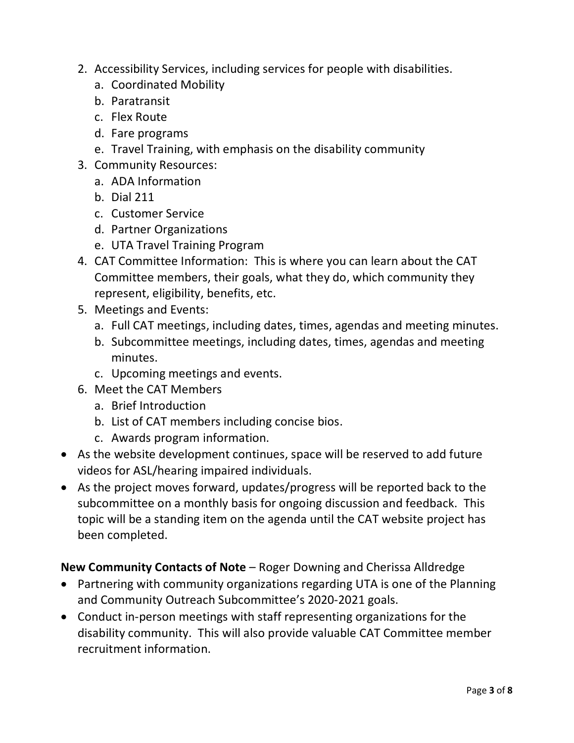2. Accessibility Services, including services for people with disabilities.
    a. Coordinated Mobility
    b. Paratransit
    c. Flex Route
    d. Fare programs
    e. Travel Training, with emphasis on the disability community
3. Community Resources:
    a. ADA Information
    b. Dial 211
    c. Customer Service
    d. Partner Organizations
    e. UTA Travel Training Program
4. CAT Committee Information: This is where you can learn about the CAT Committee members, their goals, what they do, which community they represent, eligibility, benefits, etc.
5. Meetings and Events:
    a. Full CAT meetings, including dates, times, agendas and meeting minutes.
    b. Subcommittee meetings, including dates, times, agendas and meeting minutes.
    c. Upcoming meetings and events.
6. Meet the CAT Members
    a. Brief Introduction
    b. List of CAT members including concise bios.
    c. Awards program information.

- As the website development continues, space will be reserved to add future videos for ASL/hearing impaired individuals.
- As the project moves forward, updates/progress will be reported back to the subcommittee on a monthly basis for ongoing discussion and feedback. This topic will be a standing item on the agenda until the CAT website project has been completed.

**New Community Contacts of Note** – Roger Downing and Cherissa Alldredge

- Partnering with community organizations regarding UTA is one of the Planning and Community Outreach Subcommittee's 2020-2021 goals.
- Conduct in-person meetings with staff representing organizations for the disability community. This will also provide valuable CAT Committee member recruitment information.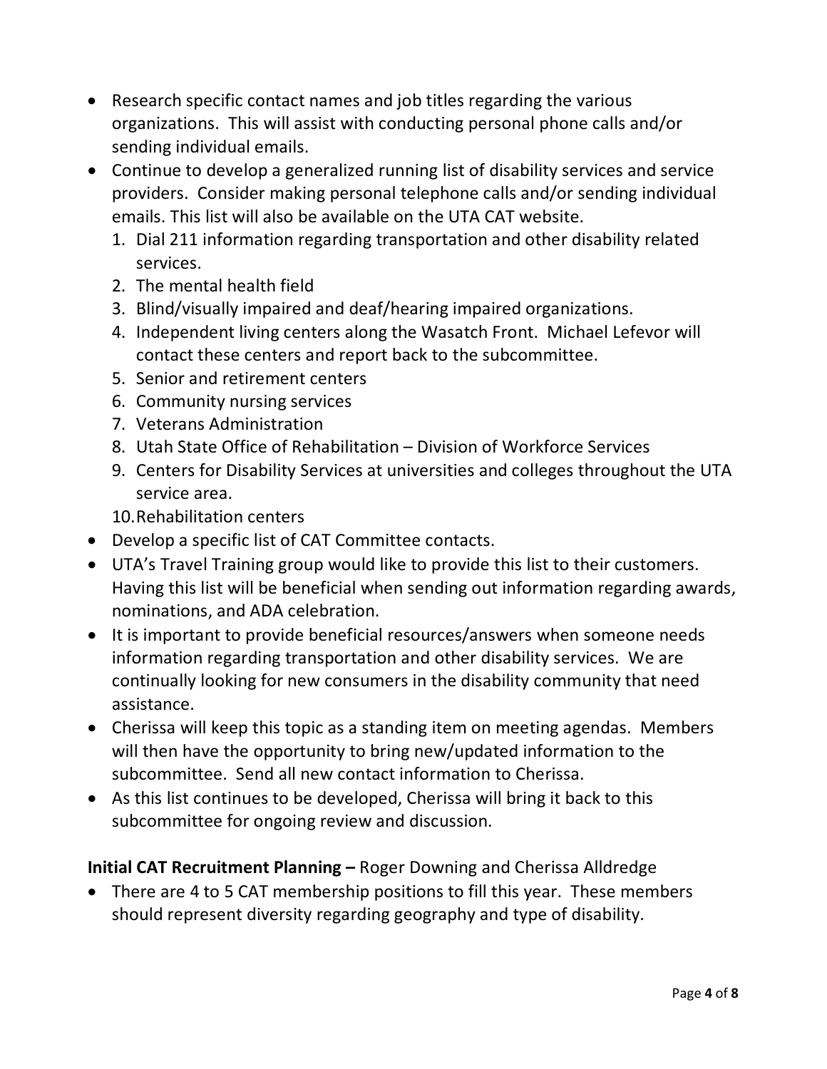- Research specific contact names and job titles regarding the various organizations. This will assist with conducting personal phone calls and/or sending individual emails.
- Continue to develop a generalized running list of disability services and service providers. Consider making personal telephone calls and/or sending individual emails. This list will also be available on the UTA CAT website.
  1. Dial 211 information regarding transportation and other disability related services.
  2. The mental health field
  3. Blind/visually impaired and deaf/hearing impaired organizations.
  4. Independent living centers along the Wasatch Front. Michael Lefevor will contact these centers and report back to the subcommittee.
  5. Senior and retirement centers
  6. Community nursing services
  7. Veterans Administration
  8. Utah State Office of Rehabilitation – Division of Workforce Services
  9. Centers for Disability Services at universities and colleges throughout the UTA service area.
  10. Rehabilitation centers
- Develop a specific list of CAT Committee contacts.
- UTA's Travel Training group would like to provide this list to their customers. Having this list will be beneficial when sending out information regarding awards, nominations, and ADA celebration.
- It is important to provide beneficial resources/answers when someone needs information regarding transportation and other disability services. We are continually looking for new consumers in the disability community that need assistance.
- Cherissa will keep this topic as a standing item on meeting agendas. Members will then have the opportunity to bring new/updated information to the subcommittee. Send all new contact information to Cherissa.
- As this list continues to be developed, Cherissa will bring it back to this subcommittee for ongoing review and discussion.

**Initial CAT Recruitment Planning –** Roger Downing and Cherissa Alldredge

- There are 4 to 5 CAT membership positions to fill this year. These members should represent diversity regarding geography and type of disability.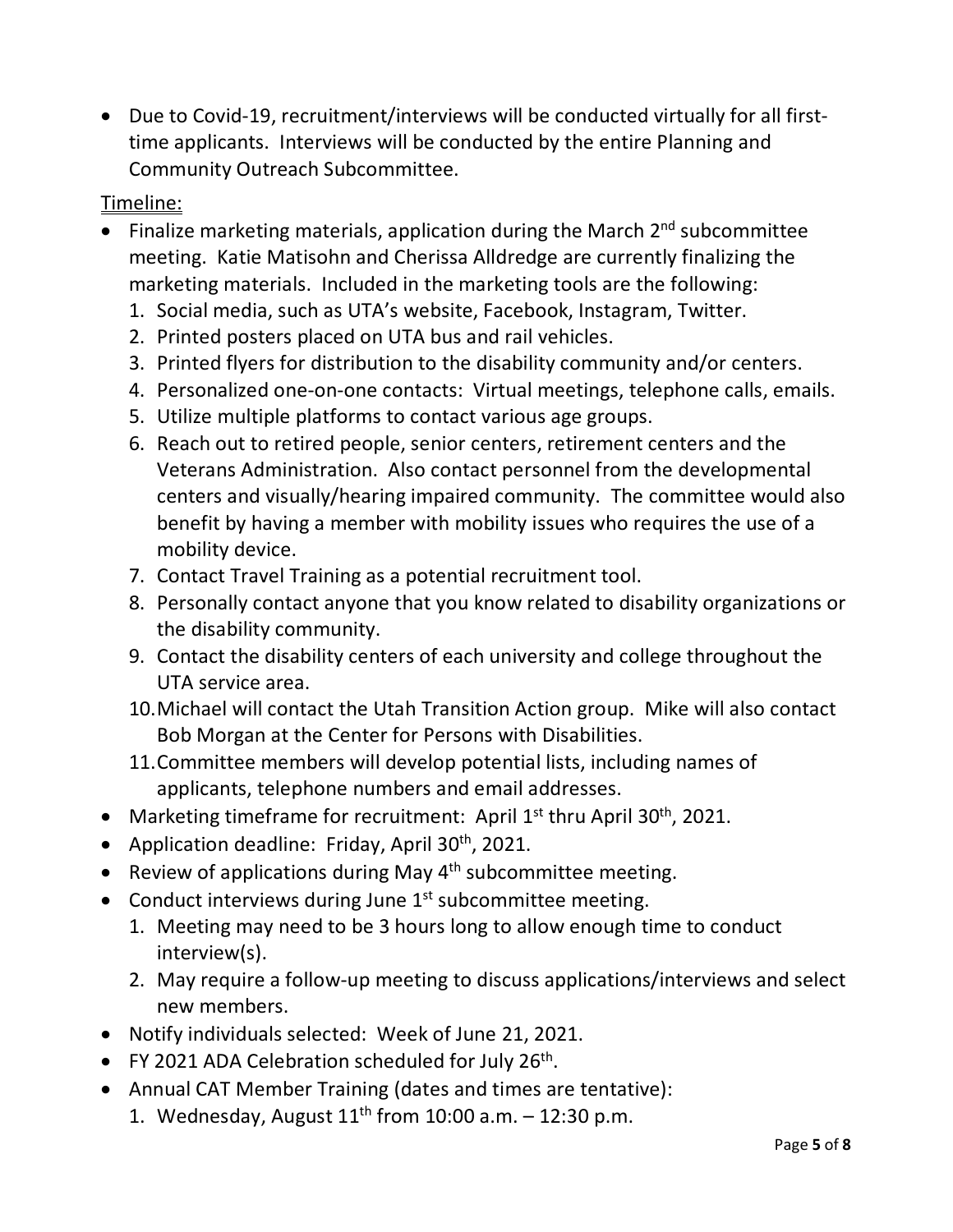- Due to Covid-19, recruitment/interviews will be conducted virtually for all first-time applicants. Interviews will be conducted by the entire Planning and Community Outreach Subcommittee.

<u>Timeline:</u>

- Finalize marketing materials, application during the March 2nd subcommittee meeting. Katie Matisohn and Cherissa Alldredge are currently finalizing the marketing materials. Included in the marketing tools are the following:
  1. Social media, such as UTA's website, Facebook, Instagram, Twitter.
  2. Printed posters placed on UTA bus and rail vehicles.
  3. Printed flyers for distribution to the disability community and/or centers.
  4. Personalized one-on-one contacts: Virtual meetings, telephone calls, emails.
  5. Utilize multiple platforms to contact various age groups.
  6. Reach out to retired people, senior centers, retirement centers and the Veterans Administration. Also contact personnel from the developmental centers and visually/hearing impaired community. The committee would also benefit by having a member with mobility issues who requires the use of a mobility device.
  7. Contact Travel Training as a potential recruitment tool.
  8. Personally contact anyone that you know related to disability organizations or the disability community.
  9. Contact the disability centers of each university and college throughout the UTA service area.
  10. Michael will contact the Utah Transition Action group. Mike will also contact Bob Morgan at the Center for Persons with Disabilities.
  11. Committee members will develop potential lists, including names of applicants, telephone numbers and email addresses.
- Marketing timeframe for recruitment: April 1st thru April 30th, 2021.
- Application deadline: Friday, April 30th, 2021.
- Review of applications during May 4th subcommittee meeting.
- Conduct interviews during June 1st subcommittee meeting.
  1. Meeting may need to be 3 hours long to allow enough time to conduct interview(s).
  2. May require a follow-up meeting to discuss applications/interviews and select new members.
- Notify individuals selected: Week of June 21, 2021.
- FY 2021 ADA Celebration scheduled for July 26th.
- Annual CAT Member Training (dates and times are tentative):
  1. Wednesday, August 11th from 10:00 a.m. – 12:30 p.m.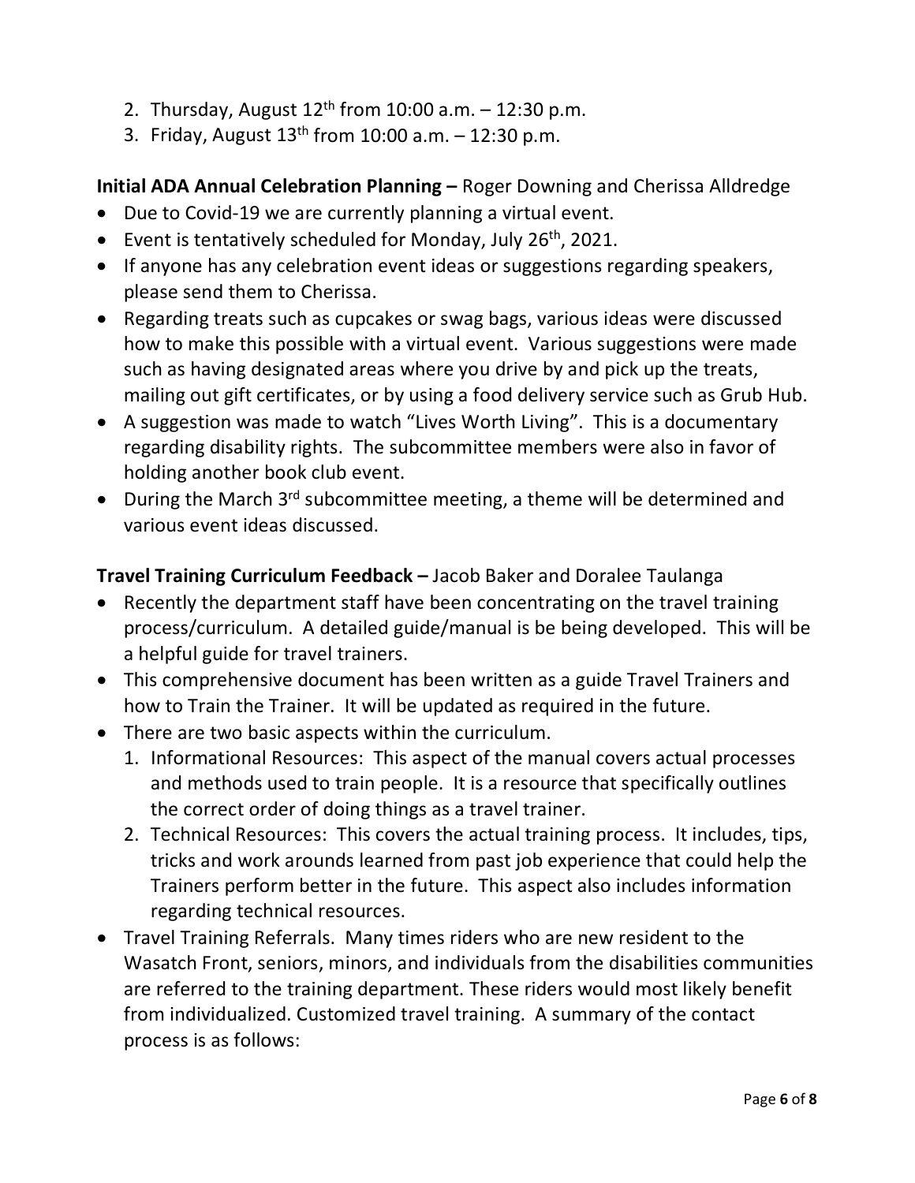2. Thursday, August 12th from 10:00 a.m. – 12:30 p.m.
3. Friday, August 13th from 10:00 a.m. – 12:30 p.m.

**Initial ADA Annual Celebration Planning –** Roger Downing and Cherissa Alldredge

- Due to Covid-19 we are currently planning a virtual event.
- Event is tentatively scheduled for Monday, July 26th, 2021.
- If anyone has any celebration event ideas or suggestions regarding speakers, please send them to Cherissa.
- Regarding treats such as cupcakes or swag bags, various ideas were discussed how to make this possible with a virtual event. Various suggestions were made such as having designated areas where you drive by and pick up the treats, mailing out gift certificates, or by using a food delivery service such as Grub Hub.
- A suggestion was made to watch "Lives Worth Living". This is a documentary regarding disability rights. The subcommittee members were also in favor of holding another book club event.
- During the March 3rd subcommittee meeting, a theme will be determined and various event ideas discussed.

**Travel Training Curriculum Feedback –** Jacob Baker and Doralee Taulanga

- Recently the department staff have been concentrating on the travel training process/curriculum. A detailed guide/manual is be being developed. This will be a helpful guide for travel trainers.
- This comprehensive document has been written as a guide Travel Trainers and how to Train the Trainer. It will be updated as required in the future.
- There are two basic aspects within the curriculum.
  1. Informational Resources: This aspect of the manual covers actual processes and methods used to train people. It is a resource that specifically outlines the correct order of doing things as a travel trainer.
  2. Technical Resources: This covers the actual training process. It includes, tips, tricks and work arounds learned from past job experience that could help the Trainers perform better in the future. This aspect also includes information regarding technical resources.
- Travel Training Referrals. Many times riders who are new resident to the Wasatch Front, seniors, minors, and individuals from the disabilities communities are referred to the training department. These riders would most likely benefit from individualized. Customized travel training. A summary of the contact process is as follows: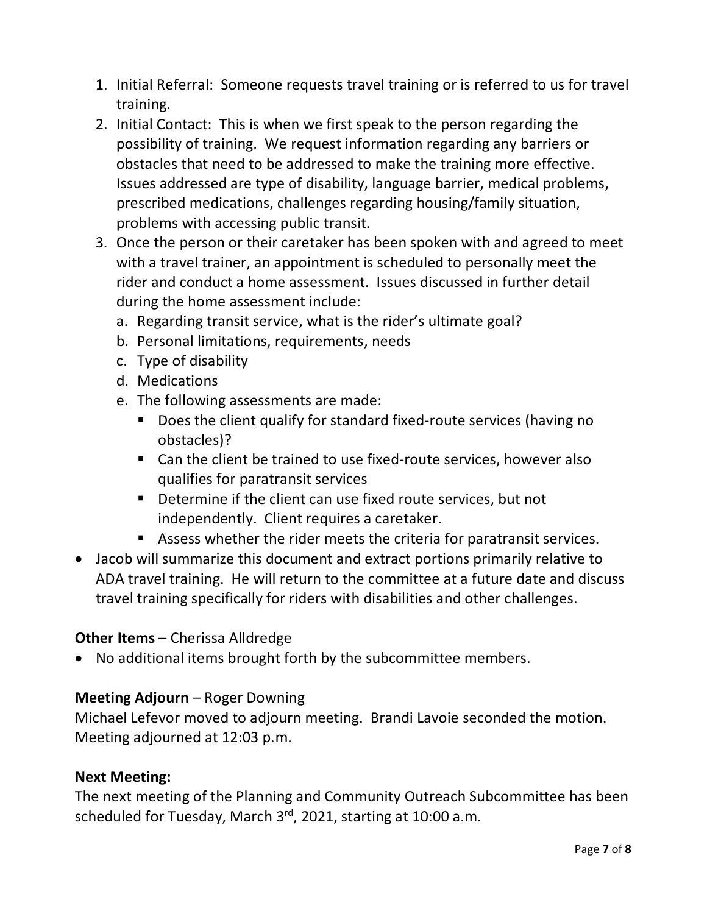1. Initial Referral: Someone requests travel training or is referred to us for travel training.
2. Initial Contact: This is when we first speak to the person regarding the possibility of training. We request information regarding any barriers or obstacles that need to be addressed to make the training more effective. Issues addressed are type of disability, language barrier, medical problems, prescribed medications, challenges regarding housing/family situation, problems with accessing public transit.
3. Once the person or their caretaker has been spoken with and agreed to meet with a travel trainer, an appointment is scheduled to personally meet the rider and conduct a home assessment. Issues discussed in further detail during the home assessment include:
    a. Regarding transit service, what is the rider's ultimate goal?
    b. Personal limitations, requirements, needs
    c. Type of disability
    d. Medications
    e. The following assessments are made:
        - Does the client qualify for standard fixed-route services (having no obstacles)?
        - Can the client be trained to use fixed-route services, however also qualifies for paratransit services
        - Determine if the client can use fixed route services, but not independently. Client requires a caretaker.
        - Assess whether the rider meets the criteria for paratransit services.

- Jacob will summarize this document and extract portions primarily relative to ADA travel training. He will return to the committee at a future date and discuss travel training specifically for riders with disabilities and other challenges.

**Other Items** – Cherissa Alldredge

- No additional items brought forth by the subcommittee members.

**Meeting Adjourn** – Roger Downing

Michael Lefevor moved to adjourn meeting. Brandi Lavoie seconded the motion. Meeting adjourned at 12:03 p.m.

**Next Meeting:**

The next meeting of the Planning and Community Outreach Subcommittee has been scheduled for Tuesday, March 3rd, 2021, starting at 10:00 a.m.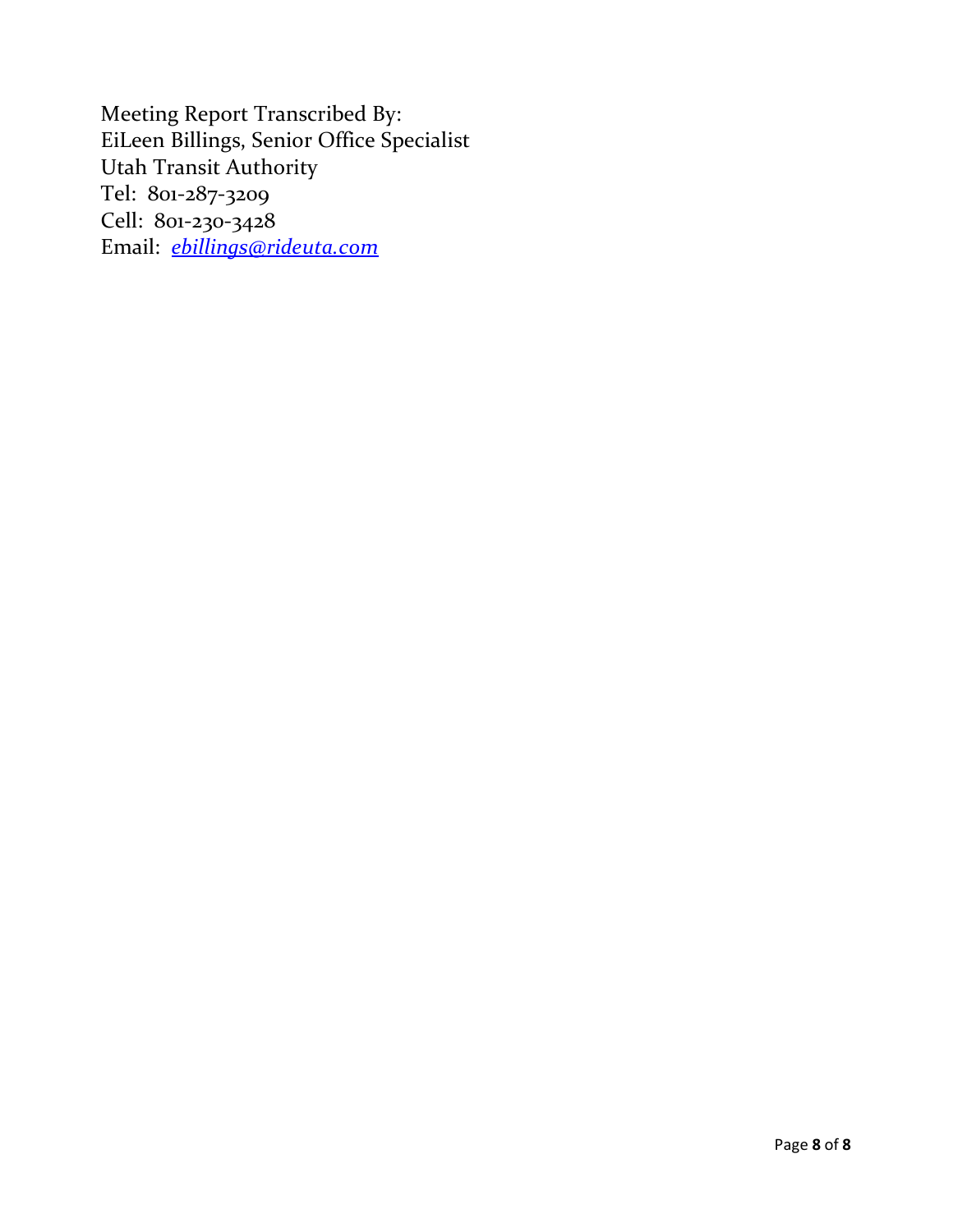Meeting Report Transcribed By:
EiLeen Billings, Senior Office Specialist
Utah Transit Authority
Tel: 801-287-3209
Cell: 801-230-3428
Email: *ebillings@rideuta.com*